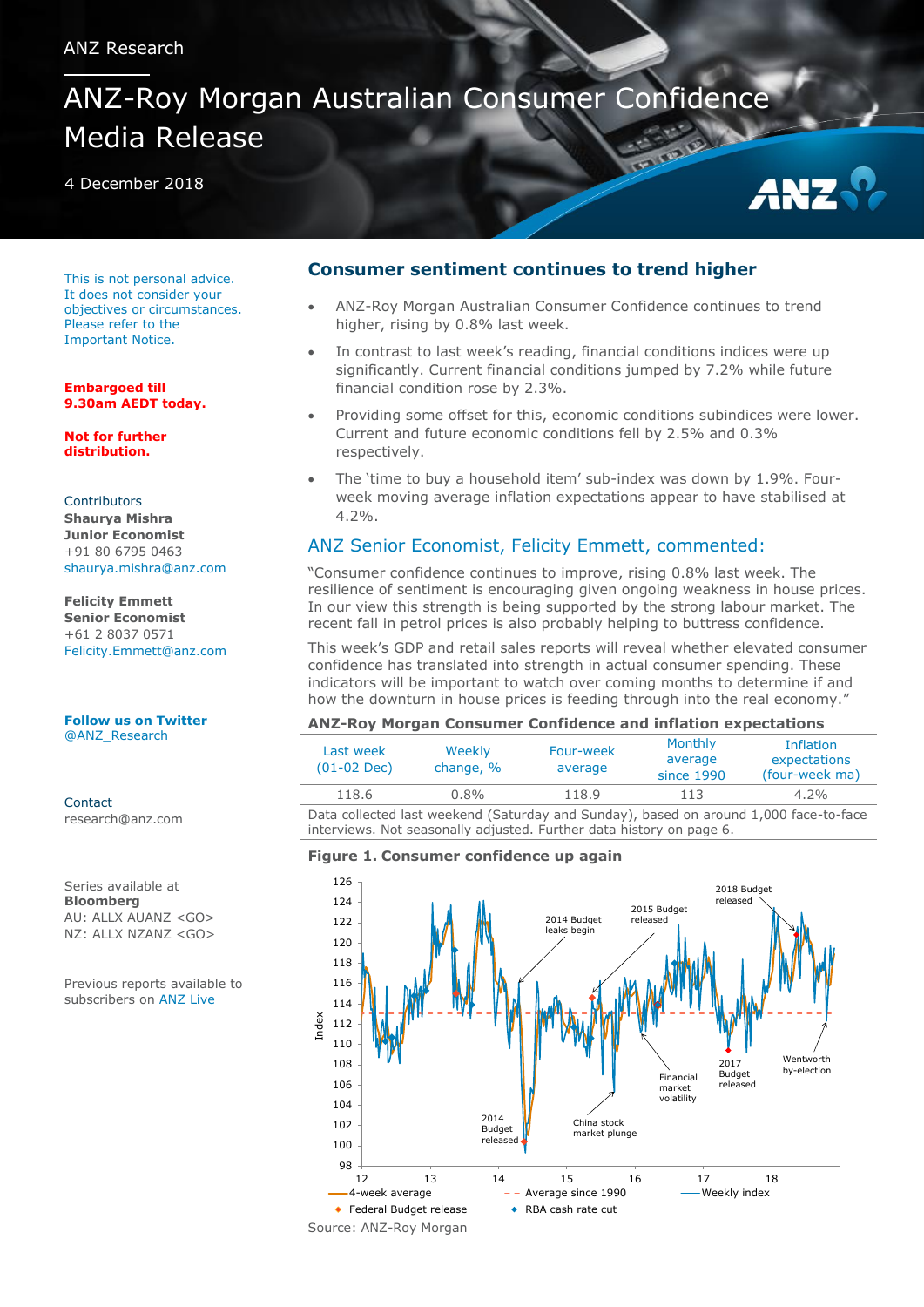ANZ Research

# ANZ-Roy Morgan Australian Consumer Confidence Media Release

4 December 2018

This is not personal advice. It does not consider your objectives or circumstances. Please refer to the Important Notice.

**Embargoed till 9.30am AEDT today.**

**Not for further distribution.**

Contributors

**Shaurya Mishra**
**Junior Economist**
+91 80 6795 0463
shaurya.mishra@anz.com

**Felicity Emmett**
**Senior Economist**
+61 2 8037 0571
Felicity.Emmett@anz.com

**Follow us on Twitter**
@ANZ_Research

Contact
research@anz.com

Series available at **Bloomberg**
AU: ALLX AUANZ <GO>
NZ: ALLX NZANZ <GO>

Previous reports available to subscribers on ANZ Live

## Consumer sentiment continues to trend higher

- ANZ-Roy Morgan Australian Consumer Confidence continues to trend higher, rising by 0.8% last week.
- In contrast to last week's reading, financial conditions indices were up significantly. Current financial conditions jumped by 7.2% while future financial condition rose by 2.3%.
- Providing some offset for this, economic conditions subindices were lower. Current and future economic conditions fell by 2.5% and 0.3% respectively.
- The 'time to buy a household item' sub-index was down by 1.9%. Four-week moving average inflation expectations appear to have stabilised at 4.2%.

## ANZ Senior Economist, Felicity Emmett, commented:

"Consumer confidence continues to improve, rising 0.8% last week. The resilience of sentiment is encouraging given ongoing weakness in house prices. In our view this strength is being supported by the strong labour market. The recent fall in petrol prices is also probably helping to buttress confidence.

This week's GDP and retail sales reports will reveal whether elevated consumer confidence has translated into strength in actual consumer spending. These indicators will be important to watch over coming months to determine if and how the downturn in house prices is feeding through into the real economy."

**ANZ-Roy Morgan Consumer Confidence and inflation expectations**

| Last week (01-02 Dec) | Weekly change, % | Four-week average | Monthly average since 1990 | Inflation expectations (four-week ma) |
|---|---|---|---|---|
| 118.6 | 0.8% | 118.9 | 113 | 4.2% |

Data collected last weekend (Saturday and Sunday), based on around 1,000 face-to-face interviews. Not seasonally adjusted. Further data history on page 6.

**Figure 1. Consumer confidence up again**

Source: ANZ-Roy Morgan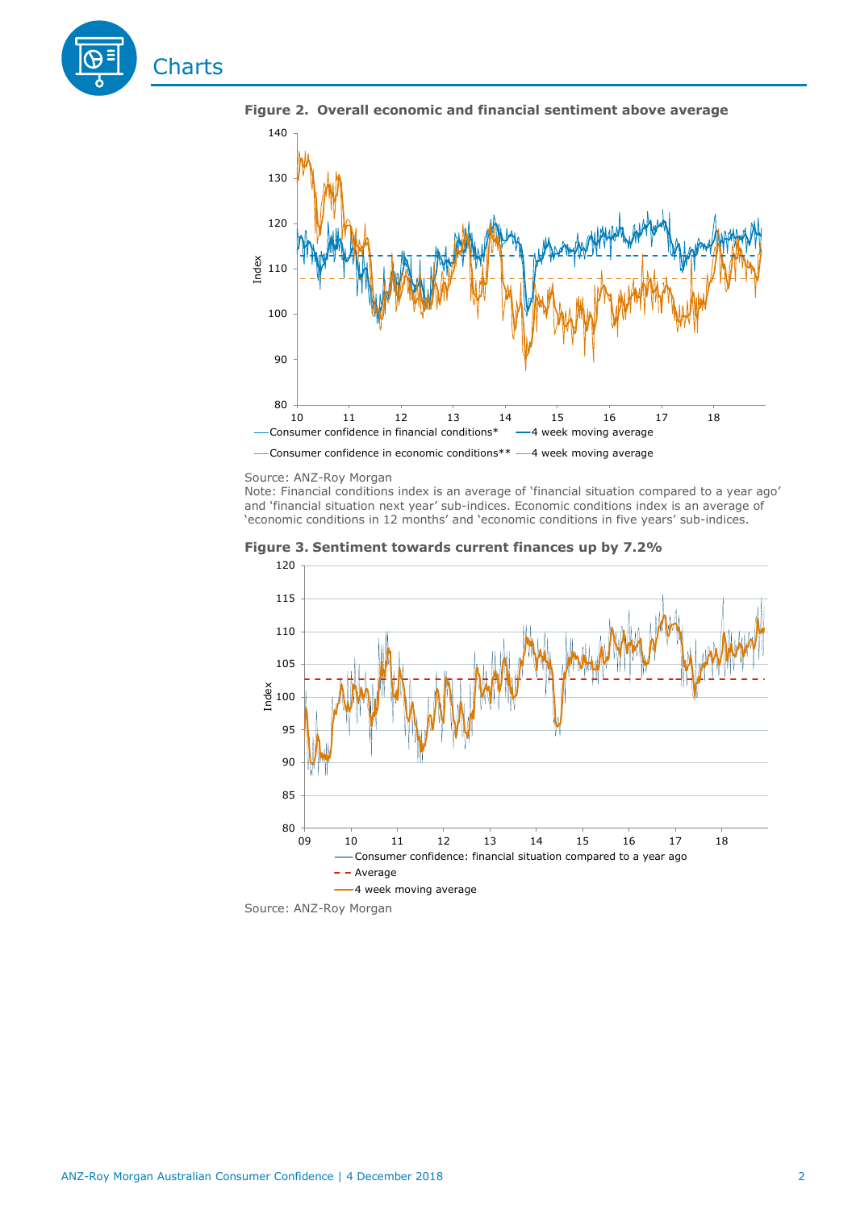# Charts

**Figure 2. Overall economic and financial sentiment above average**

Source: ANZ-Roy Morgan

Note: Financial conditions index is an average of 'financial situation compared to a year ago' and 'financial situation next year' sub-indices. Economic conditions index is an average of 'economic conditions in 12 months' and 'economic conditions in five years' sub-indices.

**Figure 3. Sentiment towards current finances up by 7.2%**

Source: ANZ-Roy Morgan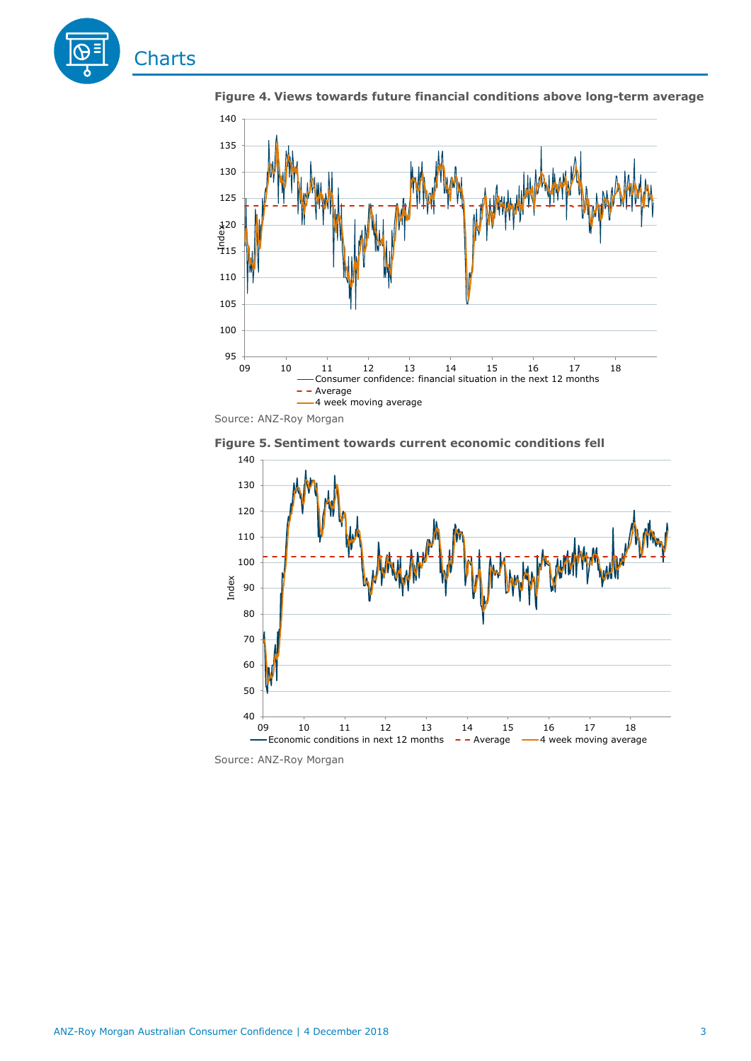# Charts

**Figure 4. Views towards future financial conditions above long-term average**

Source: ANZ-Roy Morgan

**Figure 5. Sentiment towards current economic conditions fell**

Source: ANZ-Roy Morgan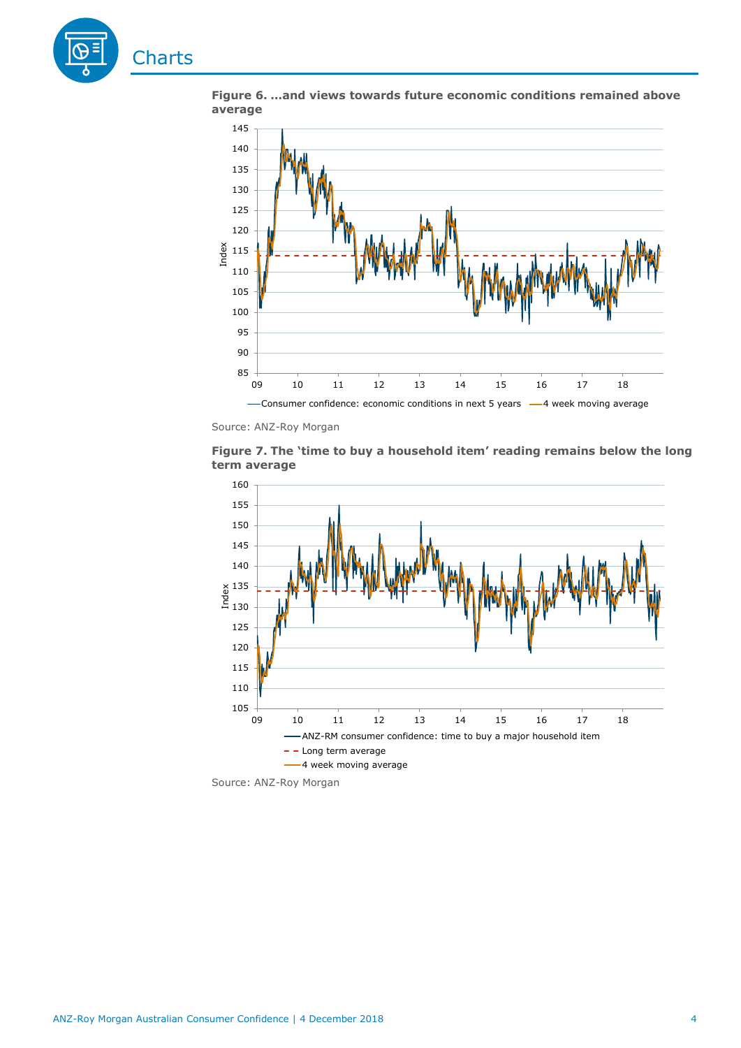# Charts

**Figure 6. …and views towards future economic conditions remained above average**

Source: ANZ-Roy Morgan

**Figure 7. The 'time to buy a household item' reading remains below the long term average**

Source: ANZ-Roy Morgan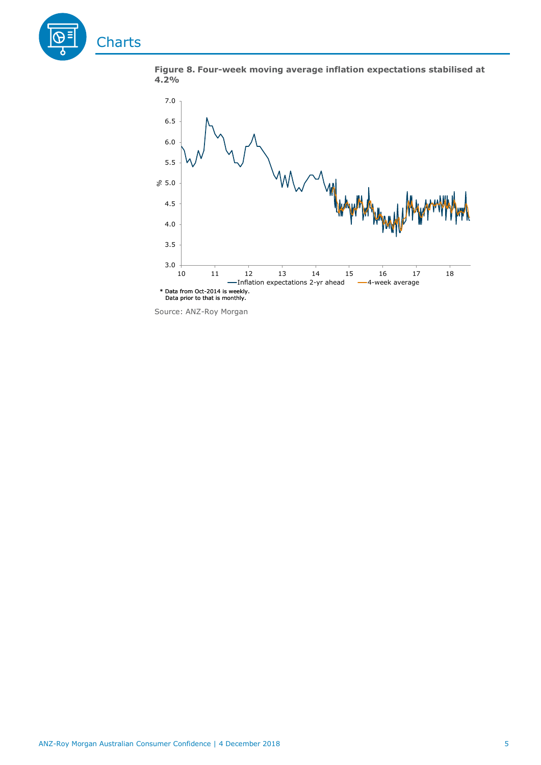# Charts

**Figure 8. Four-week moving average inflation expectations stabilised at 4.2%**

\* Data from Oct-2014 is weekly.
Data prior to that is monthly.

Source: ANZ-Roy Morgan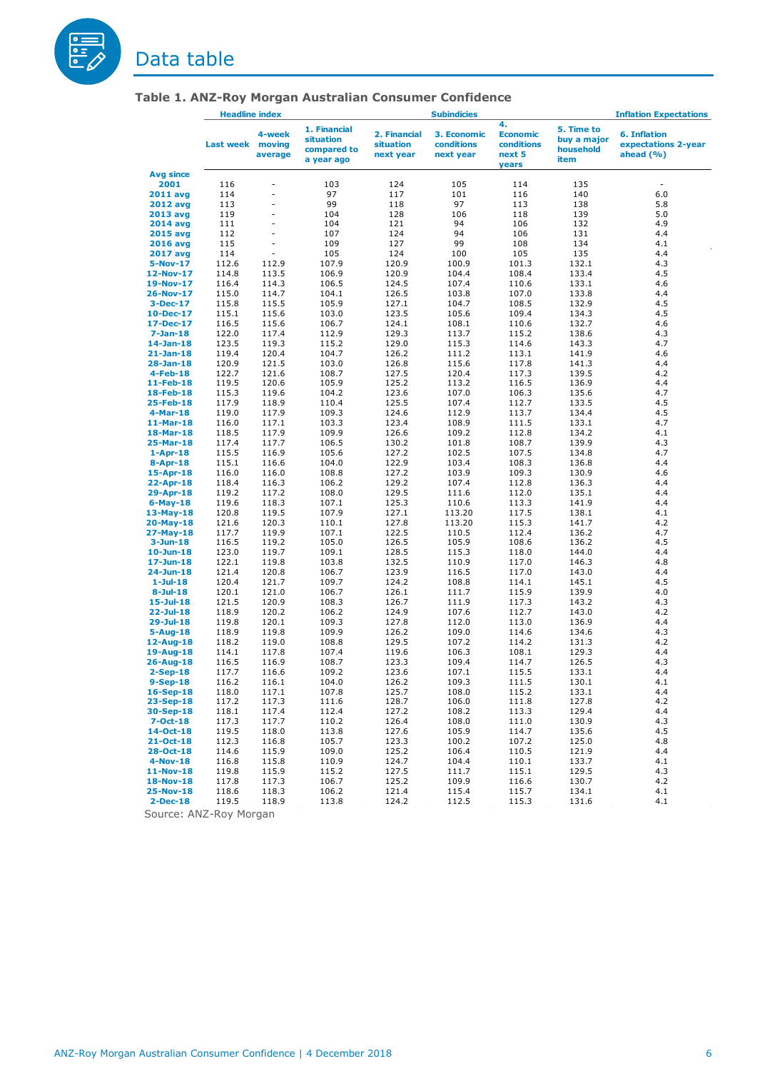# Data table

## Table 1. ANZ-Roy Morgan Australian Consumer Confidence

| | Headline index | | Subindicies | | | | | Inflation Expectations |
|---|---|---|---|---|---|---|---|---|
| | Last week | 4-week moving average | 1. Financial situation compared to a year ago | 2. Financial situation next year | 3. Economic conditions next year | 4. Economic conditions next 5 years | 5. Time to buy a major household item | 6. Inflation expectations 2-year ahead (%) |
| Avg since 2001 | 116 | - | 103 | 124 | 105 | 114 | 135 | - |
| 2011 avg | 114 | - | 97 | 117 | 101 | 116 | 140 | 6.0 |
| 2012 avg | 113 | - | 99 | 118 | 97 | 113 | 138 | 5.8 |
| 2013 avg | 119 | - | 104 | 128 | 106 | 118 | 139 | 5.0 |
| 2014 avg | 111 | - | 104 | 121 | 94 | 106 | 132 | 4.9 |
| 2015 avg | 112 | - | 107 | 124 | 94 | 106 | 131 | 4.4 |
| 2016 avg | 115 | - | 109 | 127 | 99 | 108 | 134 | 4.1 |
| 2017 avg | 114 | - | 105 | 124 | 100 | 105 | 135 | 4.4 |
| 5-Nov-17 | 112.6 | 112.9 | 107.9 | 120.9 | 100.9 | 101.3 | 132.1 | 4.3 |
| 12-Nov-17 | 114.8 | 113.5 | 106.9 | 120.9 | 104.4 | 108.4 | 133.4 | 4.5 |
| 19-Nov-17 | 116.4 | 114.3 | 106.5 | 124.5 | 107.4 | 110.6 | 133.1 | 4.6 |
| 26-Nov-17 | 115.0 | 114.7 | 104.1 | 126.5 | 103.8 | 107.0 | 133.8 | 4.4 |
| 3-Dec-17 | 115.8 | 115.5 | 105.9 | 127.1 | 104.7 | 108.5 | 132.9 | 4.5 |
| 10-Dec-17 | 115.1 | 115.6 | 103.0 | 123.5 | 105.6 | 109.4 | 134.3 | 4.5 |
| 17-Dec-17 | 116.5 | 115.6 | 106.7 | 124.1 | 108.1 | 110.6 | 132.7 | 4.6 |
| 7-Jan-18 | 122.0 | 117.4 | 112.9 | 129.3 | 113.7 | 115.2 | 138.6 | 4.3 |
| 14-Jan-18 | 123.5 | 119.3 | 115.2 | 129.0 | 115.3 | 114.6 | 143.3 | 4.7 |
| 21-Jan-18 | 119.4 | 120.4 | 104.7 | 126.2 | 111.2 | 113.1 | 141.9 | 4.6 |
| 28-Jan-18 | 120.9 | 121.5 | 103.0 | 126.8 | 115.6 | 117.8 | 141.3 | 4.4 |
| 4-Feb-18 | 122.7 | 121.6 | 108.7 | 127.5 | 120.4 | 117.3 | 139.5 | 4.2 |
| 11-Feb-18 | 119.5 | 120.6 | 105.9 | 125.2 | 113.2 | 116.5 | 136.9 | 4.4 |
| 18-Feb-18 | 115.3 | 119.6 | 104.2 | 123.6 | 107.0 | 106.3 | 135.6 | 4.7 |
| 25-Feb-18 | 117.9 | 118.9 | 110.4 | 125.5 | 107.4 | 112.7 | 133.5 | 4.5 |
| 4-Mar-18 | 119.0 | 117.9 | 109.3 | 124.6 | 112.9 | 113.7 | 134.4 | 4.5 |
| 11-Mar-18 | 116.0 | 117.1 | 103.3 | 123.4 | 108.9 | 111.5 | 133.1 | 4.7 |
| 18-Mar-18 | 118.5 | 117.9 | 109.9 | 126.6 | 109.2 | 112.8 | 134.2 | 4.1 |
| 25-Mar-18 | 117.4 | 117.7 | 106.5 | 130.2 | 101.8 | 108.7 | 139.9 | 4.3 |
| 1-Apr-18 | 115.5 | 116.9 | 105.6 | 127.2 | 102.5 | 107.5 | 134.8 | 4.7 |
| 8-Apr-18 | 115.1 | 116.6 | 104.0 | 122.9 | 103.4 | 108.3 | 136.8 | 4.4 |
| 15-Apr-18 | 116.0 | 116.0 | 108.8 | 127.2 | 103.9 | 109.3 | 130.9 | 4.6 |
| 22-Apr-18 | 118.4 | 116.3 | 106.2 | 129.2 | 107.4 | 112.8 | 136.3 | 4.4 |
| 29-Apr-18 | 119.2 | 117.2 | 108.0 | 129.5 | 111.6 | 112.0 | 135.1 | 4.4 |
| 6-May-18 | 119.6 | 118.3 | 107.1 | 125.3 | 110.6 | 113.3 | 141.9 | 4.4 |
| 13-May-18 | 120.8 | 119.5 | 107.9 | 127.1 | 113.20 | 117.5 | 138.1 | 4.1 |
| 20-May-18 | 121.6 | 120.3 | 110.1 | 127.8 | 113.20 | 115.3 | 141.7 | 4.2 |
| 27-May-18 | 117.7 | 119.9 | 107.1 | 122.5 | 110.5 | 112.4 | 136.2 | 4.7 |
| 3-Jun-18 | 116.5 | 119.2 | 105.0 | 126.5 | 105.9 | 108.6 | 136.2 | 4.5 |
| 10-Jun-18 | 123.0 | 119.7 | 109.1 | 128.5 | 115.3 | 118.0 | 144.0 | 4.4 |
| 17-Jun-18 | 122.1 | 119.8 | 103.8 | 132.5 | 110.9 | 117.0 | 146.3 | 4.8 |
| 24-Jun-18 | 121.4 | 120.8 | 106.7 | 123.9 | 116.5 | 117.0 | 143.0 | 4.4 |
| 1-Jul-18 | 120.4 | 121.7 | 109.7 | 124.2 | 108.8 | 114.1 | 145.1 | 4.5 |
| 8-Jul-18 | 120.1 | 121.0 | 106.7 | 126.1 | 111.7 | 115.9 | 139.9 | 4.0 |
| 15-Jul-18 | 121.5 | 120.9 | 108.3 | 126.7 | 111.9 | 117.3 | 143.2 | 4.3 |
| 22-Jul-18 | 118.9 | 120.2 | 106.2 | 124.9 | 107.6 | 112.7 | 143.0 | 4.2 |
| 29-Jul-18 | 119.8 | 120.1 | 109.3 | 127.8 | 112.0 | 113.0 | 136.9 | 4.4 |
| 5-Aug-18 | 118.9 | 119.8 | 109.9 | 126.2 | 109.0 | 114.6 | 134.6 | 4.3 |
| 12-Aug-18 | 118.2 | 119.0 | 108.8 | 129.5 | 107.2 | 114.2 | 131.3 | 4.2 |
| 19-Aug-18 | 114.1 | 117.8 | 107.4 | 119.6 | 106.3 | 108.1 | 129.3 | 4.4 |
| 26-Aug-18 | 116.5 | 116.9 | 108.7 | 123.3 | 109.4 | 114.7 | 126.5 | 4.3 |
| 2-Sep-18 | 117.7 | 116.6 | 109.2 | 123.6 | 107.1 | 115.5 | 133.1 | 4.4 |
| 9-Sep-18 | 116.2 | 116.1 | 104.0 | 126.2 | 109.3 | 111.5 | 130.1 | 4.1 |
| 16-Sep-18 | 118.0 | 117.1 | 107.8 | 125.7 | 108.0 | 115.2 | 133.1 | 4.4 |
| 23-Sep-18 | 117.2 | 117.3 | 111.6 | 128.7 | 106.0 | 111.8 | 127.8 | 4.2 |
| 30-Sep-18 | 118.1 | 117.4 | 112.4 | 127.2 | 108.2 | 113.3 | 129.4 | 4.4 |
| 7-Oct-18 | 117.3 | 117.7 | 110.2 | 126.4 | 108.0 | 111.0 | 130.9 | 4.3 |
| 14-Oct-18 | 119.5 | 118.0 | 113.8 | 127.6 | 105.9 | 114.7 | 135.6 | 4.5 |
| 21-Oct-18 | 112.3 | 116.8 | 105.7 | 123.3 | 100.2 | 107.2 | 125.0 | 4.8 |
| 28-Oct-18 | 114.6 | 115.9 | 109.0 | 125.2 | 106.4 | 110.5 | 121.9 | 4.4 |
| 4-Nov-18 | 116.8 | 115.8 | 110.9 | 124.7 | 104.4 | 110.1 | 133.7 | 4.1 |
| 11-Nov-18 | 119.8 | 115.9 | 115.2 | 127.5 | 111.7 | 115.1 | 129.5 | 4.3 |
| 18-Nov-18 | 117.8 | 117.3 | 106.7 | 125.2 | 109.9 | 116.6 | 130.7 | 4.2 |
| 25-Nov-18 | 118.6 | 118.3 | 106.2 | 121.4 | 115.4 | 115.7 | 134.1 | 4.1 |
| 2-Dec-18 | 119.5 | 118.9 | 113.8 | 124.2 | 112.5 | 115.3 | 131.6 | 4.1 |

Source: ANZ-Roy Morgan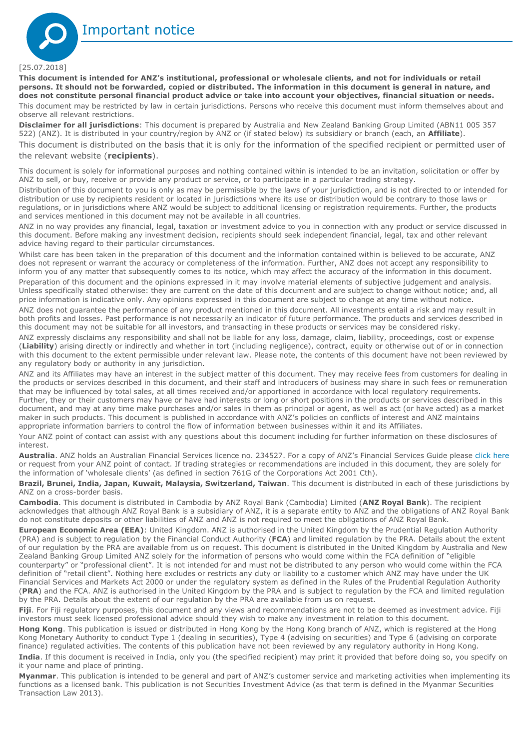# Important notice

[25.07.2018]

**This document is intended for ANZ's institutional, professional or wholesale clients, and not for individuals or retail persons. It should not be forwarded, copied or distributed. The information in this document is general in nature, and does not constitute personal financial product advice or take into account your objectives, financial situation or needs.**

This document may be restricted by law in certain jurisdictions. Persons who receive this document must inform themselves about and observe all relevant restrictions.

**Disclaimer for all jurisdictions**: This document is prepared by Australia and New Zealand Banking Group Limited (ABN11 005 357 522) (ANZ). It is distributed in your country/region by ANZ or (if stated below) its subsidiary or branch (each, an **Affiliate**).

This document is distributed on the basis that it is only for the information of the specified recipient or permitted user of the relevant website (**recipients**).

This document is solely for informational purposes and nothing contained within is intended to be an invitation, solicitation or offer by ANZ to sell, or buy, receive or provide any product or service, or to participate in a particular trading strategy.

Distribution of this document to you is only as may be permissible by the laws of your jurisdiction, and is not directed to or intended for distribution or use by recipients resident or located in jurisdictions where its use or distribution would be contrary to those laws or regulations, or in jurisdictions where ANZ would be subject to additional licensing or registration requirements. Further, the products and services mentioned in this document may not be available in all countries.

ANZ in no way provides any financial, legal, taxation or investment advice to you in connection with any product or service discussed in this document. Before making any investment decision, recipients should seek independent financial, legal, tax and other relevant advice having regard to their particular circumstances.

Whilst care has been taken in the preparation of this document and the information contained within is believed to be accurate, ANZ does not represent or warrant the accuracy or completeness of the information. Further, ANZ does not accept any responsibility to inform you of any matter that subsequently comes to its notice, which may affect the accuracy of the information in this document.

Preparation of this document and the opinions expressed in it may involve material elements of subjective judgement and analysis. Unless specifically stated otherwise: they are current on the date of this document and are subject to change without notice; and, all price information is indicative only. Any opinions expressed in this document are subject to change at any time without notice.

ANZ does not guarantee the performance of any product mentioned in this document. All investments entail a risk and may result in both profits and losses. Past performance is not necessarily an indicator of future performance. The products and services described in this document may not be suitable for all investors, and transacting in these products or services may be considered risky.

ANZ expressly disclaims any responsibility and shall not be liable for any loss, damage, claim, liability, proceedings, cost or expense (**Liability**) arising directly or indirectly and whether in tort (including negligence), contract, equity or otherwise out of or in connection with this document to the extent permissible under relevant law. Please note, the contents of this document have not been reviewed by any regulatory body or authority in any jurisdiction.

ANZ and its Affiliates may have an interest in the subject matter of this document. They may receive fees from customers for dealing in the products or services described in this document, and their staff and introducers of business may share in such fees or remuneration that may be influenced by total sales, at all times received and/or apportioned in accordance with local regulatory requirements. Further, they or their customers may have or have had interests or long or short positions in the products or services described in this document, and may at any time make purchases and/or sales in them as principal or agent, as well as act (or have acted) as a market maker in such products. This document is published in accordance with ANZ's policies on conflicts of interest and ANZ maintains appropriate information barriers to control the flow of information between businesses within it and its Affiliates.

Your ANZ point of contact can assist with any questions about this document including for further information on these disclosures of interest.

**Australia**. ANZ holds an Australian Financial Services licence no. 234527. For a copy of ANZ's Financial Services Guide please click here or request from your ANZ point of contact. If trading strategies or recommendations are included in this document, they are solely for the information of 'wholesale clients' (as defined in section 761G of the Corporations Act 2001 Cth).

**Brazil, Brunei, India, Japan, Kuwait, Malaysia, Switzerland, Taiwan**. This document is distributed in each of these jurisdictions by ANZ on a cross-border basis.

**Cambodia**. This document is distributed in Cambodia by ANZ Royal Bank (Cambodia) Limited (**ANZ Royal Bank**). The recipient acknowledges that although ANZ Royal Bank is a subsidiary of ANZ, it is a separate entity to ANZ and the obligations of ANZ Royal Bank do not constitute deposits or other liabilities of ANZ and ANZ is not required to meet the obligations of ANZ Royal Bank.

**European Economic Area (EEA)**: United Kingdom. ANZ is authorised in the United Kingdom by the Prudential Regulation Authority (PRA) and is subject to regulation by the Financial Conduct Authority (**FCA**) and limited regulation by the PRA. Details about the extent of our regulation by the PRA are available from us on request. This document is distributed in the United Kingdom by Australia and New Zealand Banking Group Limited ANZ solely for the information of persons who would come within the FCA definition of "eligible counterparty" or "professional client". It is not intended for and must not be distributed to any person who would come within the FCA definition of "retail client". Nothing here excludes or restricts any duty or liability to a customer which ANZ may have under the UK Financial Services and Markets Act 2000 or under the regulatory system as defined in the Rules of the Prudential Regulation Authority (**PRA**) and the FCA. ANZ is authorised in the United Kingdom by the PRA and is subject to regulation by the FCA and limited regulation by the PRA. Details about the extent of our regulation by the PRA are available from us on request.

**Fiji**. For Fiji regulatory purposes, this document and any views and recommendations are not to be deemed as investment advice. Fiji investors must seek licensed professional advice should they wish to make any investment in relation to this document.

**Hong Kong**. This publication is issued or distributed in Hong Kong by the Hong Kong branch of ANZ, which is registered at the Hong Kong Monetary Authority to conduct Type 1 (dealing in securities), Type 4 (advising on securities) and Type 6 (advising on corporate finance) regulated activities. The contents of this publication have not been reviewed by any regulatory authority in Hong Kong.

**India**. If this document is received in India, only you (the specified recipient) may print it provided that before doing so, you specify on it your name and place of printing.

**Myanmar**. This publication is intended to be general and part of ANZ's customer service and marketing activities when implementing its functions as a licensed bank. This publication is not Securities Investment Advice (as that term is defined in the Myanmar Securities Transaction Law 2013).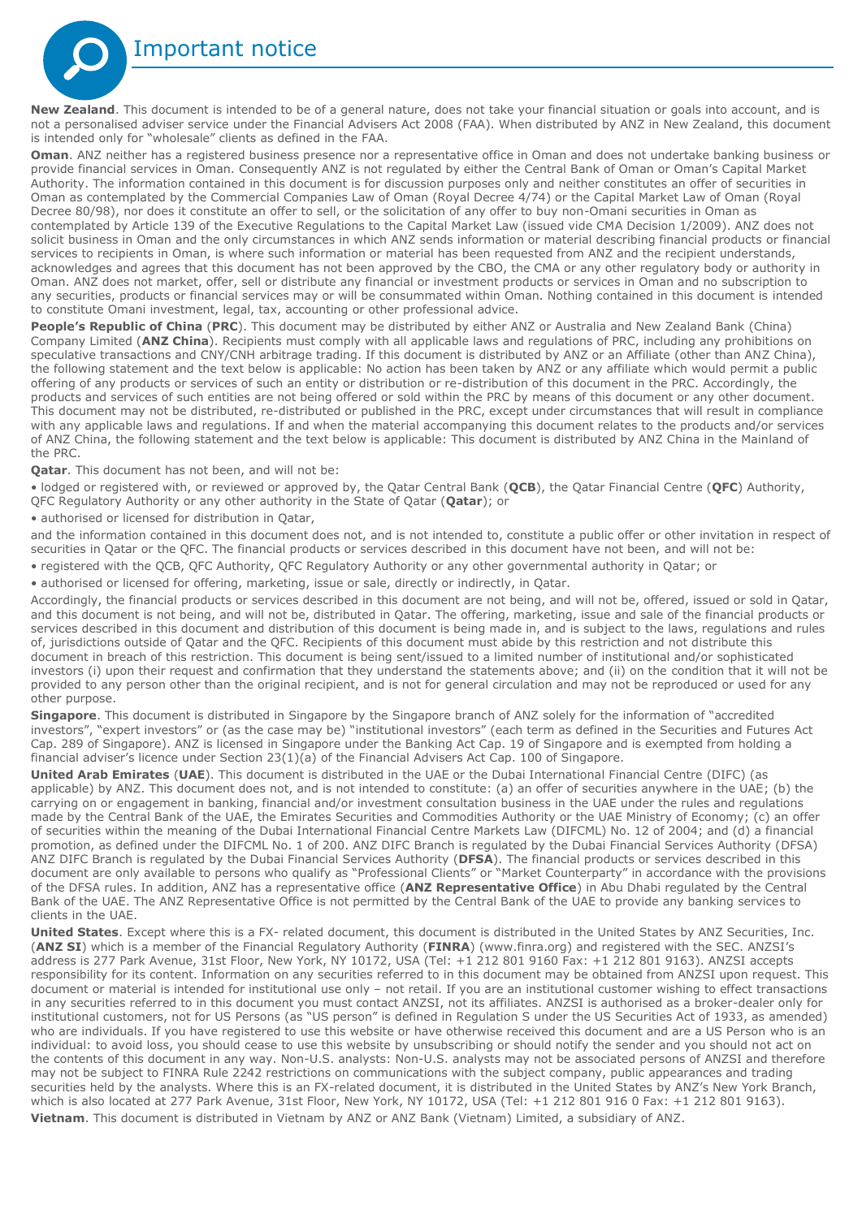# Important notice

**New Zealand**. This document is intended to be of a general nature, does not take your financial situation or goals into account, and is not a personalised adviser service under the Financial Advisers Act 2008 (FAA). When distributed by ANZ in New Zealand, this document is intended only for "wholesale" clients as defined in the FAA.

**Oman**. ANZ neither has a registered business presence nor a representative office in Oman and does not undertake banking business or provide financial services in Oman. Consequently ANZ is not regulated by either the Central Bank of Oman or Oman's Capital Market Authority. The information contained in this document is for discussion purposes only and neither constitutes an offer of securities in Oman as contemplated by the Commercial Companies Law of Oman (Royal Decree 4/74) or the Capital Market Law of Oman (Royal Decree 80/98), nor does it constitute an offer to sell, or the solicitation of any offer to buy non-Omani securities in Oman as contemplated by Article 139 of the Executive Regulations to the Capital Market Law (issued vide CMA Decision 1/2009). ANZ does not solicit business in Oman and the only circumstances in which ANZ sends information or material describing financial products or financial services to recipients in Oman, is where such information or material has been requested from ANZ and the recipient understands, acknowledges and agrees that this document has not been approved by the CBO, the CMA or any other regulatory body or authority in Oman. ANZ does not market, offer, sell or distribute any financial or investment products or services in Oman and no subscription to any securities, products or financial services may or will be consummated within Oman. Nothing contained in this document is intended to constitute Omani investment, legal, tax, accounting or other professional advice.

**People's Republic of China** (**PRC**). This document may be distributed by either ANZ or Australia and New Zealand Bank (China) Company Limited (**ANZ China**). Recipients must comply with all applicable laws and regulations of PRC, including any prohibitions on speculative transactions and CNY/CNH arbitrage trading. If this document is distributed by ANZ or an Affiliate (other than ANZ China), the following statement and the text below is applicable: No action has been taken by ANZ or any affiliate which would permit a public offering of any products or services of such an entity or distribution or re-distribution of this document in the PRC. Accordingly, the products and services of such entities are not being offered or sold within the PRC by means of this document or any other document. This document may not be distributed, re-distributed or published in the PRC, except under circumstances that will result in compliance with any applicable laws and regulations. If and when the material accompanying this document relates to the products and/or services of ANZ China, the following statement and the text below is applicable: This document is distributed by ANZ China in the Mainland of the PRC.

**Qatar**. This document has not been, and will not be:

- lodged or registered with, or reviewed or approved by, the Qatar Central Bank (**QCB**), the Qatar Financial Centre (**QFC**) Authority, QFC Regulatory Authority or any other authority in the State of Qatar (**Qatar**); or
- authorised or licensed for distribution in Qatar,

and the information contained in this document does not, and is not intended to, constitute a public offer or other invitation in respect of securities in Qatar or the QFC. The financial products or services described in this document have not been, and will not be:

- registered with the QCB, QFC Authority, QFC Regulatory Authority or any other governmental authority in Qatar; or
- authorised or licensed for offering, marketing, issue or sale, directly or indirectly, in Qatar.

Accordingly, the financial products or services described in this document are not being, and will not be, offered, issued or sold in Qatar, and this document is not being, and will not be, distributed in Qatar. The offering, marketing, issue and sale of the financial products or services described in this document and distribution of this document is being made in, and is subject to the laws, regulations and rules of, jurisdictions outside of Qatar and the QFC. Recipients of this document must abide by this restriction and not distribute this document in breach of this restriction. This document is being sent/issued to a limited number of institutional and/or sophisticated investors (i) upon their request and confirmation that they understand the statements above; and (ii) on the condition that it will not be provided to any person other than the original recipient, and is not for general circulation and may not be reproduced or used for any other purpose.

**Singapore**. This document is distributed in Singapore by the Singapore branch of ANZ solely for the information of "accredited investors", "expert investors" or (as the case may be) "institutional investors" (each term as defined in the Securities and Futures Act Cap. 289 of Singapore). ANZ is licensed in Singapore under the Banking Act Cap. 19 of Singapore and is exempted from holding a financial adviser's licence under Section 23(1)(a) of the Financial Advisers Act Cap. 100 of Singapore.

**United Arab Emirates** (**UAE**). This document is distributed in the UAE or the Dubai International Financial Centre (DIFC) (as applicable) by ANZ. This document does not, and is not intended to constitute: (a) an offer of securities anywhere in the UAE; (b) the carrying on or engagement in banking, financial and/or investment consultation business in the UAE under the rules and regulations made by the Central Bank of the UAE, the Emirates Securities and Commodities Authority or the UAE Ministry of Economy; (c) an offer of securities within the meaning of the Dubai International Financial Centre Markets Law (DIFCML) No. 12 of 2004; and (d) a financial promotion, as defined under the DIFCML No. 1 of 200. ANZ DIFC Branch is regulated by the Dubai Financial Services Authority (DFSA) ANZ DIFC Branch is regulated by the Dubai Financial Services Authority (**DFSA**). The financial products or services described in this document are only available to persons who qualify as "Professional Clients" or "Market Counterparty" in accordance with the provisions of the DFSA rules. In addition, ANZ has a representative office (**ANZ Representative Office**) in Abu Dhabi regulated by the Central Bank of the UAE. The ANZ Representative Office is not permitted by the Central Bank of the UAE to provide any banking services to clients in the UAE.

**United States**. Except where this is a FX- related document, this document is distributed in the United States by ANZ Securities, Inc. (**ANZ SI**) which is a member of the Financial Regulatory Authority (**FINRA**) (www.finra.org) and registered with the SEC. ANZSI's address is 277 Park Avenue, 31st Floor, New York, NY 10172, USA (Tel: +1 212 801 9160 Fax: +1 212 801 9163). ANZSI accepts responsibility for its content. Information on any securities referred to in this document may be obtained from ANZSI upon request. This document or material is intended for institutional use only – not retail. If you are an institutional customer wishing to effect transactions in any securities referred to in this document you must contact ANZSI, not its affiliates. ANZSI is authorised as a broker-dealer only for institutional customers, not for US Persons (as "US person" is defined in Regulation S under the US Securities Act of 1933, as amended) who are individuals. If you have registered to use this website or have otherwise received this document and are a US Person who is an individual: to avoid loss, you should cease to use this website by unsubscribing or should notify the sender and you should not act on the contents of this document in any way. Non-U.S. analysts: Non-U.S. analysts may not be associated persons of ANZSI and therefore may not be subject to FINRA Rule 2242 restrictions on communications with the subject company, public appearances and trading securities held by the analysts. Where this is an FX-related document, it is distributed in the United States by ANZ's New York Branch, which is also located at 277 Park Avenue, 31st Floor, New York, NY 10172, USA (Tel: +1 212 801 916 0 Fax: +1 212 801 9163).

**Vietnam**. This document is distributed in Vietnam by ANZ or ANZ Bank (Vietnam) Limited, a subsidiary of ANZ.